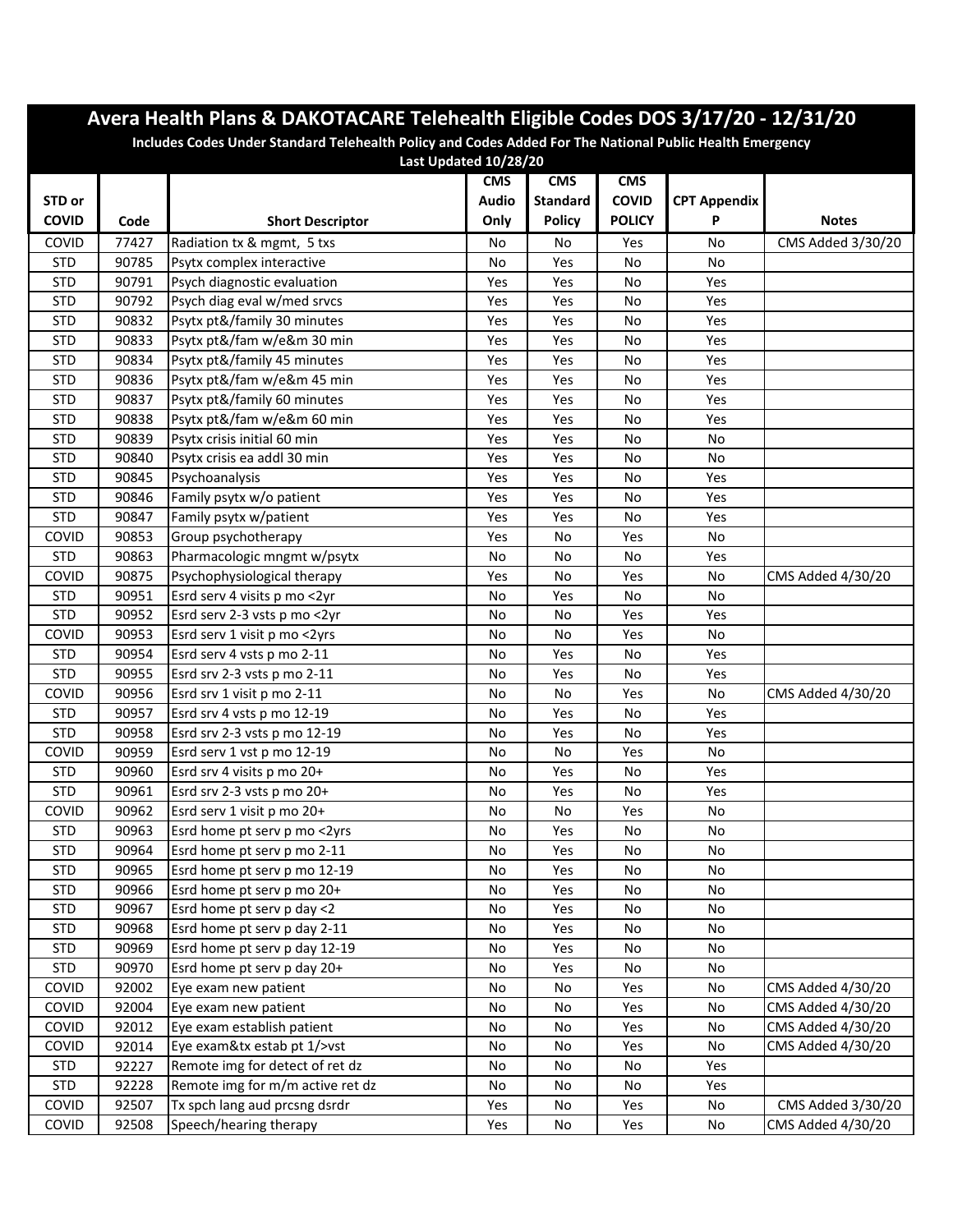# Avera Health Plans & DAKOTACARE Telehealth Eligible Codes DOS 3/17/20 - 12/31/20

**Includes Codes Under Standard Telehealth Policy and Codes Added For The National Public Health Emergency**

**Last Updated 10/28/20**

| STD or COVID | Code | Short Descriptor | CMS Audio Only | CMS Standard Policy | CMS COVID POLICY | CPT Appendix P | Notes |
|---|---|---|---|---|---|---|---|
| COVID | 77427 | Radiation tx & mgmt, 5 txs | No | No | Yes | No | CMS Added 3/30/20 |
| STD | 90785 | Psytx complex interactive | No | Yes | No | No | |
| STD | 90791 | Psych diagnostic evaluation | Yes | Yes | No | Yes | |
| STD | 90792 | Psych diag eval w/med srvcs | Yes | Yes | No | Yes | |
| STD | 90832 | Psytx pt&/family 30 minutes | Yes | Yes | No | Yes | |
| STD | 90833 | Psytx pt&/fam w/e&m 30 min | Yes | Yes | No | Yes | |
| STD | 90834 | Psytx pt&/family 45 minutes | Yes | Yes | No | Yes | |
| STD | 90836 | Psytx pt&/fam w/e&m 45 min | Yes | Yes | No | Yes | |
| STD | 90837 | Psytx pt&/family 60 minutes | Yes | Yes | No | Yes | |
| STD | 90838 | Psytx pt&/fam w/e&m 60 min | Yes | Yes | No | Yes | |
| STD | 90839 | Psytx crisis initial 60 min | Yes | Yes | No | No | |
| STD | 90840 | Psytx crisis ea addl 30 min | Yes | Yes | No | No | |
| STD | 90845 | Psychoanalysis | Yes | Yes | No | Yes | |
| STD | 90846 | Family psytx w/o patient | Yes | Yes | No | Yes | |
| STD | 90847 | Family psytx w/patient | Yes | Yes | No | Yes | |
| COVID | 90853 | Group psychotherapy | Yes | No | Yes | No | |
| STD | 90863 | Pharmacologic mngmt w/psytx | No | No | No | Yes | |
| COVID | 90875 | Psychophysiological therapy | Yes | No | Yes | No | CMS Added 4/30/20 |
| STD | 90951 | Esrd serv 4 visits p mo <2yr | No | Yes | No | No | |
| STD | 90952 | Esrd serv 2-3 vsts p mo <2yr | No | No | Yes | Yes | |
| COVID | 90953 | Esrd serv 1 visit p mo <2yrs | No | No | Yes | No | |
| STD | 90954 | Esrd serv 4 vsts p mo 2-11 | No | Yes | No | Yes | |
| STD | 90955 | Esrd srv 2-3 vsts p mo 2-11 | No | Yes | No | Yes | |
| COVID | 90956 | Esrd srv 1 visit p mo 2-11 | No | No | Yes | No | CMS Added 4/30/20 |
| STD | 90957 | Esrd srv 4 vsts p mo 12-19 | No | Yes | No | Yes | |
| STD | 90958 | Esrd srv 2-3 vsts p mo 12-19 | No | Yes | No | Yes | |
| COVID | 90959 | Esrd serv 1 vst p mo 12-19 | No | No | Yes | No | |
| STD | 90960 | Esrd srv 4 visits p mo 20+ | No | Yes | No | Yes | |
| STD | 90961 | Esrd srv 2-3 vsts p mo 20+ | No | Yes | No | Yes | |
| COVID | 90962 | Esrd serv 1 visit p mo 20+ | No | No | Yes | No | |
| STD | 90963 | Esrd home pt serv p mo <2yrs | No | Yes | No | No | |
| STD | 90964 | Esrd home pt serv p mo 2-11 | No | Yes | No | No | |
| STD | 90965 | Esrd home pt serv p mo 12-19 | No | Yes | No | No | |
| STD | 90966 | Esrd home pt serv p mo 20+ | No | Yes | No | No | |
| STD | 90967 | Esrd home pt serv p day <2 | No | Yes | No | No | |
| STD | 90968 | Esrd home pt serv p day 2-11 | No | Yes | No | No | |
| STD | 90969 | Esrd home pt serv p day 12-19 | No | Yes | No | No | |
| STD | 90970 | Esrd home pt serv p day 20+ | No | Yes | No | No | |
| COVID | 92002 | Eye exam new patient | No | No | Yes | No | CMS Added 4/30/20 |
| COVID | 92004 | Eye exam new patient | No | No | Yes | No | CMS Added 4/30/20 |
| COVID | 92012 | Eye exam establish patient | No | No | Yes | No | CMS Added 4/30/20 |
| COVID | 92014 | Eye exam&tx estab pt 1/>vst | No | No | Yes | No | CMS Added 4/30/20 |
| STD | 92227 | Remote img for detect of ret dz | No | No | No | Yes | |
| STD | 92228 | Remote img for m/m active ret dz | No | No | No | Yes | |
| COVID | 92507 | Tx spch lang aud prcsng dsrdr | Yes | No | Yes | No | CMS Added 3/30/20 |
| COVID | 92508 | Speech/hearing therapy | Yes | No | Yes | No | CMS Added 4/30/20 |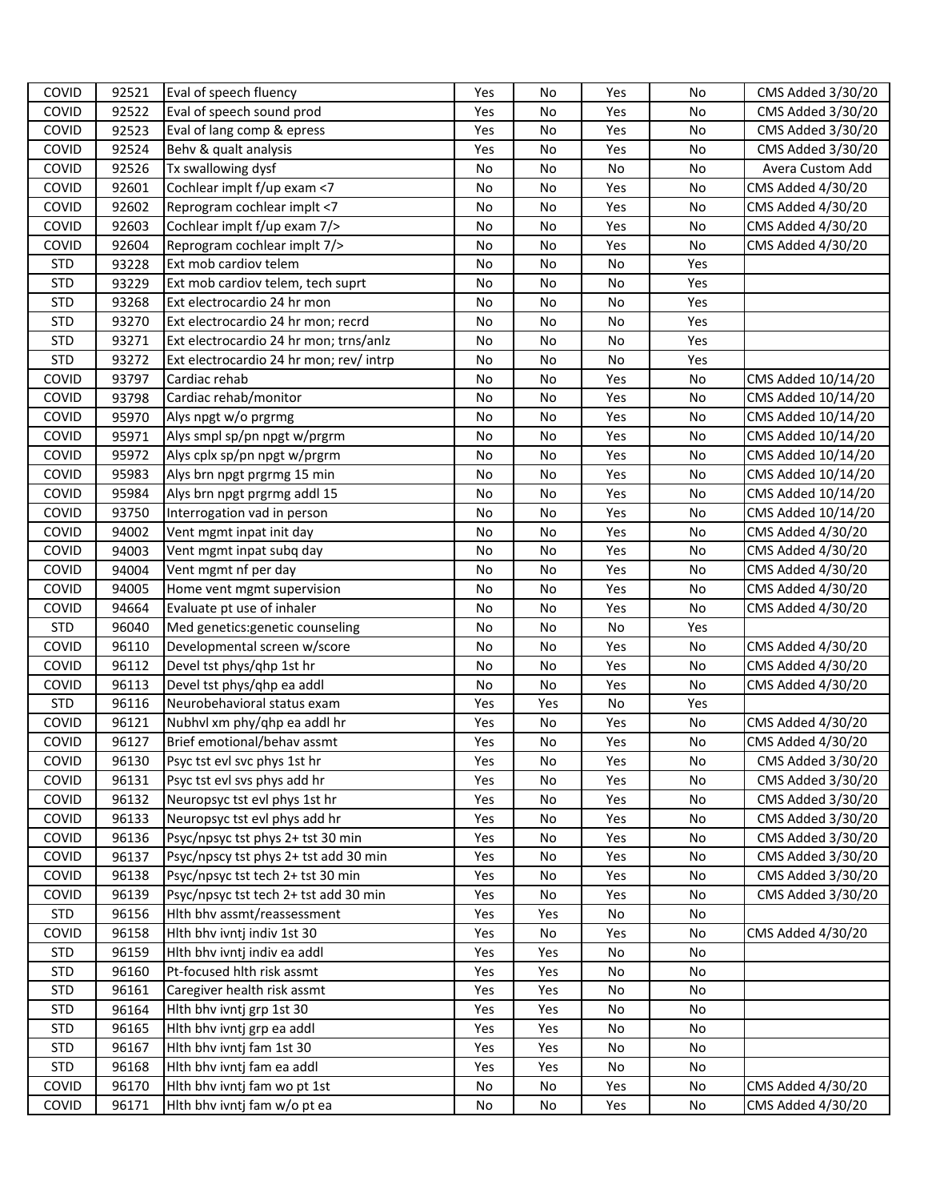| | | | | | | | |
|---|---|---|---|---|---|---|---|
| COVID | 92521 | Eval of speech fluency | Yes | No | Yes | No | CMS Added 3/30/20 |
| COVID | 92522 | Eval of speech sound prod | Yes | No | Yes | No | CMS Added 3/30/20 |
| COVID | 92523 | Eval of lang comp & epress | Yes | No | Yes | No | CMS Added 3/30/20 |
| COVID | 92524 | Behv & qualt analysis | Yes | No | Yes | No | CMS Added 3/30/20 |
| COVID | 92526 | Tx swallowing dysf | No | No | No | No | Avera Custom Add |
| COVID | 92601 | Cochlear implt f/up exam <7 | No | No | Yes | No | CMS Added 4/30/20 |
| COVID | 92602 | Reprogram cochlear implt <7 | No | No | Yes | No | CMS Added 4/30/20 |
| COVID | 92603 | Cochlear implt f/up exam 7/> | No | No | Yes | No | CMS Added 4/30/20 |
| COVID | 92604 | Reprogram cochlear implt 7/> | No | No | Yes | No | CMS Added 4/30/20 |
| STD | 93228 | Ext mob cardiov telem | No | No | No | Yes | |
| STD | 93229 | Ext mob cardiov telem, tech suprt | No | No | No | Yes | |
| STD | 93268 | Ext electrocardio 24 hr mon | No | No | No | Yes | |
| STD | 93270 | Ext electrocardio 24 hr mon; recrd | No | No | No | Yes | |
| STD | 93271 | Ext electrocardio 24 hr mon; trns/anlz | No | No | No | Yes | |
| STD | 93272 | Ext electrocardio 24 hr mon; rev/ intrp | No | No | No | Yes | |
| COVID | 93797 | Cardiac rehab | No | No | Yes | No | CMS Added 10/14/20 |
| COVID | 93798 | Cardiac rehab/monitor | No | No | Yes | No | CMS Added 10/14/20 |
| COVID | 95970 | Alys npgt w/o prgrmg | No | No | Yes | No | CMS Added 10/14/20 |
| COVID | 95971 | Alys smpl sp/pn npgt w/prgrm | No | No | Yes | No | CMS Added 10/14/20 |
| COVID | 95972 | Alys cplx sp/pn npgt w/prgrm | No | No | Yes | No | CMS Added 10/14/20 |
| COVID | 95983 | Alys brn npgt prgrmg 15 min | No | No | Yes | No | CMS Added 10/14/20 |
| COVID | 95984 | Alys brn npgt prgrmg addl 15 | No | No | Yes | No | CMS Added 10/14/20 |
| COVID | 93750 | Interrogation vad in person | No | No | Yes | No | CMS Added 10/14/20 |
| COVID | 94002 | Vent mgmt inpat init day | No | No | Yes | No | CMS Added 4/30/20 |
| COVID | 94003 | Vent mgmt inpat subq day | No | No | Yes | No | CMS Added 4/30/20 |
| COVID | 94004 | Vent mgmt nf per day | No | No | Yes | No | CMS Added 4/30/20 |
| COVID | 94005 | Home vent mgmt supervision | No | No | Yes | No | CMS Added 4/30/20 |
| COVID | 94664 | Evaluate pt use of inhaler | No | No | Yes | No | CMS Added 4/30/20 |
| STD | 96040 | Med genetics:genetic counseling | No | No | No | Yes | |
| COVID | 96110 | Developmental screen w/score | No | No | Yes | No | CMS Added 4/30/20 |
| COVID | 96112 | Devel tst phys/qhp 1st hr | No | No | Yes | No | CMS Added 4/30/20 |
| COVID | 96113 | Devel tst phys/qhp ea addl | No | No | Yes | No | CMS Added 4/30/20 |
| STD | 96116 | Neurobehavioral status exam | Yes | Yes | No | Yes | |
| COVID | 96121 | Nubhvl xm phy/qhp ea addl hr | Yes | No | Yes | No | CMS Added 4/30/20 |
| COVID | 96127 | Brief emotional/behav assmt | Yes | No | Yes | No | CMS Added 4/30/20 |
| COVID | 96130 | Psyc tst evl svc phys 1st hr | Yes | No | Yes | No | CMS Added 3/30/20 |
| COVID | 96131 | Psyc tst evl svs phys add hr | Yes | No | Yes | No | CMS Added 3/30/20 |
| COVID | 96132 | Neuropsyc tst evl phys 1st hr | Yes | No | Yes | No | CMS Added 3/30/20 |
| COVID | 96133 | Neuropsyc tst evl phys add hr | Yes | No | Yes | No | CMS Added 3/30/20 |
| COVID | 96136 | Psyc/npsyc tst phys 2+ tst 30 min | Yes | No | Yes | No | CMS Added 3/30/20 |
| COVID | 96137 | Psyc/npscy tst phys 2+ tst add 30 min | Yes | No | Yes | No | CMS Added 3/30/20 |
| COVID | 96138 | Psyc/npsyc tst tech 2+ tst 30 min | Yes | No | Yes | No | CMS Added 3/30/20 |
| COVID | 96139 | Psyc/npsyc tst tech 2+ tst add 30 min | Yes | No | Yes | No | CMS Added 3/30/20 |
| STD | 96156 | Hlth bhv assmt/reassessment | Yes | Yes | No | No | |
| COVID | 96158 | Hlth bhv ivntj indiv 1st 30 | Yes | No | Yes | No | CMS Added 4/30/20 |
| STD | 96159 | Hlth bhv ivntj indiv ea addl | Yes | Yes | No | No | |
| STD | 96160 | Pt-focused hlth risk assmt | Yes | Yes | No | No | |
| STD | 96161 | Caregiver health risk assmt | Yes | Yes | No | No | |
| STD | 96164 | Hlth bhv ivntj grp 1st 30 | Yes | Yes | No | No | |
| STD | 96165 | Hlth bhv ivntj grp ea addl | Yes | Yes | No | No | |
| STD | 96167 | Hlth bhv ivntj fam 1st 30 | Yes | Yes | No | No | |
| STD | 96168 | Hlth bhv ivntj fam ea addl | Yes | Yes | No | No | |
| COVID | 96170 | Hlth bhv ivntj fam wo pt 1st | No | No | Yes | No | CMS Added 4/30/20 |
| COVID | 96171 | Hlth bhv ivntj fam w/o pt ea | No | No | Yes | No | CMS Added 4/30/20 |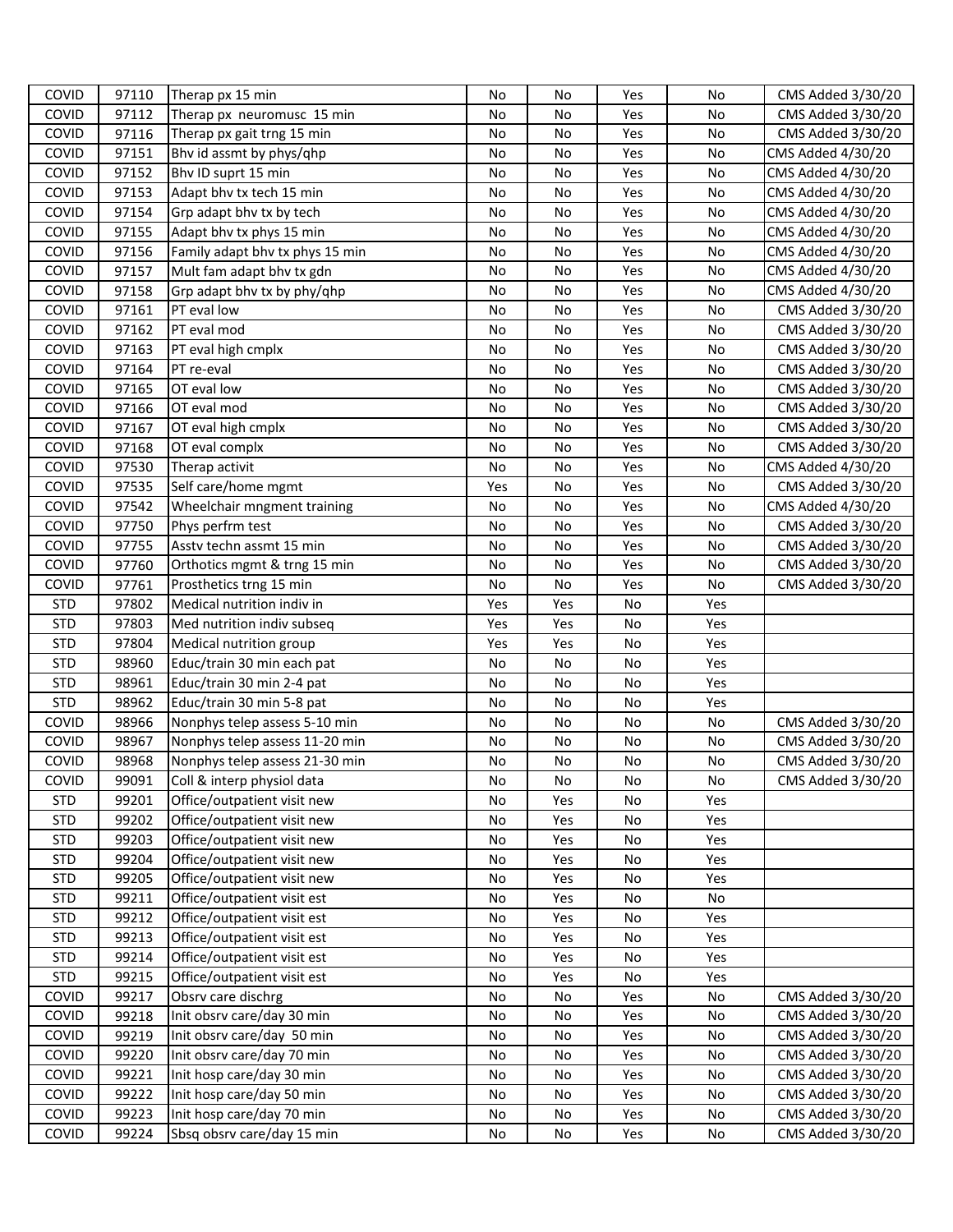| | | | | | | | |
|---|---|---|---|---|---|---|---|
| COVID | 97110 | Therap px 15 min | No | No | Yes | No | CMS Added 3/30/20 |
| COVID | 97112 | Therap px neuromusc 15 min | No | No | Yes | No | CMS Added 3/30/20 |
| COVID | 97116 | Therap px gait trng 15 min | No | No | Yes | No | CMS Added 3/30/20 |
| COVID | 97151 | Bhv id assmt by phys/qhp | No | No | Yes | No | CMS Added 4/30/20 |
| COVID | 97152 | Bhv ID suprt 15 min | No | No | Yes | No | CMS Added 4/30/20 |
| COVID | 97153 | Adapt bhv tx tech 15 min | No | No | Yes | No | CMS Added 4/30/20 |
| COVID | 97154 | Grp adapt bhv tx by tech | No | No | Yes | No | CMS Added 4/30/20 |
| COVID | 97155 | Adapt bhv tx phys 15 min | No | No | Yes | No | CMS Added 4/30/20 |
| COVID | 97156 | Family adapt bhv tx phys 15 min | No | No | Yes | No | CMS Added 4/30/20 |
| COVID | 97157 | Mult fam adapt bhv tx gdn | No | No | Yes | No | CMS Added 4/30/20 |
| COVID | 97158 | Grp adapt bhv tx by phy/qhp | No | No | Yes | No | CMS Added 4/30/20 |
| COVID | 97161 | PT eval low | No | No | Yes | No | CMS Added 3/30/20 |
| COVID | 97162 | PT eval mod | No | No | Yes | No | CMS Added 3/30/20 |
| COVID | 97163 | PT eval high cmplx | No | No | Yes | No | CMS Added 3/30/20 |
| COVID | 97164 | PT re-eval | No | No | Yes | No | CMS Added 3/30/20 |
| COVID | 97165 | OT eval low | No | No | Yes | No | CMS Added 3/30/20 |
| COVID | 97166 | OT eval mod | No | No | Yes | No | CMS Added 3/30/20 |
| COVID | 97167 | OT eval high cmplx | No | No | Yes | No | CMS Added 3/30/20 |
| COVID | 97168 | OT eval complx | No | No | Yes | No | CMS Added 3/30/20 |
| COVID | 97530 | Therap activit | No | No | Yes | No | CMS Added 4/30/20 |
| COVID | 97535 | Self care/home mgmt | Yes | No | Yes | No | CMS Added 3/30/20 |
| COVID | 97542 | Wheelchair mngment training | No | No | Yes | No | CMS Added 4/30/20 |
| COVID | 97750 | Phys perfrm test | No | No | Yes | No | CMS Added 3/30/20 |
| COVID | 97755 | Asstv techn assmt 15 min | No | No | Yes | No | CMS Added 3/30/20 |
| COVID | 97760 | Orthotics mgmt & trng 15 min | No | No | Yes | No | CMS Added 3/30/20 |
| COVID | 97761 | Prosthetics trng 15 min | No | No | Yes | No | CMS Added 3/30/20 |
| STD | 97802 | Medical nutrition indiv in | Yes | Yes | No | Yes | |
| STD | 97803 | Med nutrition indiv subseq | Yes | Yes | No | Yes | |
| STD | 97804 | Medical nutrition group | Yes | Yes | No | Yes | |
| STD | 98960 | Educ/train 30 min each pat | No | No | No | Yes | |
| STD | 98961 | Educ/train 30 min 2-4 pat | No | No | No | Yes | |
| STD | 98962 | Educ/train 30 min 5-8 pat | No | No | No | Yes | |
| COVID | 98966 | Nonphys telep assess 5-10 min | No | No | No | No | CMS Added 3/30/20 |
| COVID | 98967 | Nonphys telep assess 11-20 min | No | No | No | No | CMS Added 3/30/20 |
| COVID | 98968 | Nonphys telep assess 21-30 min | No | No | No | No | CMS Added 3/30/20 |
| COVID | 99091 | Coll & interp physiol data | No | No | No | No | CMS Added 3/30/20 |
| STD | 99201 | Office/outpatient visit new | No | Yes | No | Yes | |
| STD | 99202 | Office/outpatient visit new | No | Yes | No | Yes | |
| STD | 99203 | Office/outpatient visit new | No | Yes | No | Yes | |
| STD | 99204 | Office/outpatient visit new | No | Yes | No | Yes | |
| STD | 99205 | Office/outpatient visit new | No | Yes | No | Yes | |
| STD | 99211 | Office/outpatient visit est | No | Yes | No | No | |
| STD | 99212 | Office/outpatient visit est | No | Yes | No | Yes | |
| STD | 99213 | Office/outpatient visit est | No | Yes | No | Yes | |
| STD | 99214 | Office/outpatient visit est | No | Yes | No | Yes | |
| STD | 99215 | Office/outpatient visit est | No | Yes | No | Yes | |
| COVID | 99217 | Obsrv care dischrg | No | No | Yes | No | CMS Added 3/30/20 |
| COVID | 99218 | Init obsrv care/day 30 min | No | No | Yes | No | CMS Added 3/30/20 |
| COVID | 99219 | Init obsrv care/day 50 min | No | No | Yes | No | CMS Added 3/30/20 |
| COVID | 99220 | Init obsrv care/day 70 min | No | No | Yes | No | CMS Added 3/30/20 |
| COVID | 99221 | Init hosp care/day 30 min | No | No | Yes | No | CMS Added 3/30/20 |
| COVID | 99222 | Init hosp care/day 50 min | No | No | Yes | No | CMS Added 3/30/20 |
| COVID | 99223 | Init hosp care/day 70 min | No | No | Yes | No | CMS Added 3/30/20 |
| COVID | 99224 | Sbsq obsrv care/day 15 min | No | No | Yes | No | CMS Added 3/30/20 |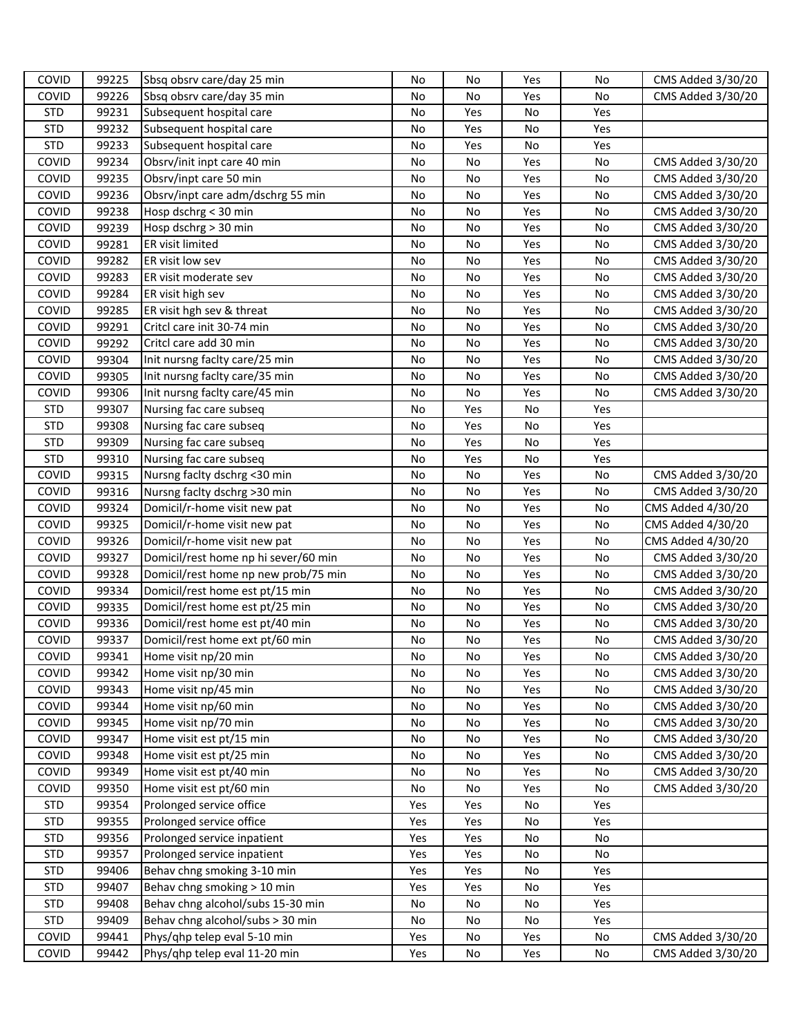| COVID | 99225 | Sbsq obsrv care/day 25 min | No | No | Yes | No | CMS Added 3/30/20 |
|---|---|---|---|---|---|---|---|
| COVID | 99226 | Sbsq obsrv care/day 35 min | No | No | Yes | No | CMS Added 3/30/20 |
| STD | 99231 | Subsequent hospital care | No | Yes | No | Yes | |
| STD | 99232 | Subsequent hospital care | No | Yes | No | Yes | |
| STD | 99233 | Subsequent hospital care | No | Yes | No | Yes | |
| COVID | 99234 | Obsrv/init inpt care 40 min | No | No | Yes | No | CMS Added 3/30/20 |
| COVID | 99235 | Obsrv/inpt care 50 min | No | No | Yes | No | CMS Added 3/30/20 |
| COVID | 99236 | Obsrv/inpt care adm/dschrg 55 min | No | No | Yes | No | CMS Added 3/30/20 |
| COVID | 99238 | Hosp dschrg < 30 min | No | No | Yes | No | CMS Added 3/30/20 |
| COVID | 99239 | Hosp dschrg > 30 min | No | No | Yes | No | CMS Added 3/30/20 |
| COVID | 99281 | ER visit limited | No | No | Yes | No | CMS Added 3/30/20 |
| COVID | 99282 | ER visit low sev | No | No | Yes | No | CMS Added 3/30/20 |
| COVID | 99283 | ER visit moderate sev | No | No | Yes | No | CMS Added 3/30/20 |
| COVID | 99284 | ER visit high sev | No | No | Yes | No | CMS Added 3/30/20 |
| COVID | 99285 | ER visit hgh sev & threat | No | No | Yes | No | CMS Added 3/30/20 |
| COVID | 99291 | Critcl care init 30-74 min | No | No | Yes | No | CMS Added 3/30/20 |
| COVID | 99292 | Critcl care add 30 min | No | No | Yes | No | CMS Added 3/30/20 |
| COVID | 99304 | Init nursng faclty care/25 min | No | No | Yes | No | CMS Added 3/30/20 |
| COVID | 99305 | Init nursng faclty care/35 min | No | No | Yes | No | CMS Added 3/30/20 |
| COVID | 99306 | Init nursng faclty care/45 min | No | No | Yes | No | CMS Added 3/30/20 |
| STD | 99307 | Nursing fac care subseq | No | Yes | No | Yes | |
| STD | 99308 | Nursing fac care subseq | No | Yes | No | Yes | |
| STD | 99309 | Nursing fac care subseq | No | Yes | No | Yes | |
| STD | 99310 | Nursing fac care subseq | No | Yes | No | Yes | |
| COVID | 99315 | Nursng faclty dschrg <30 min | No | No | Yes | No | CMS Added 3/30/20 |
| COVID | 99316 | Nursng faclty dschrg >30 min | No | No | Yes | No | CMS Added 3/30/20 |
| COVID | 99324 | Domicil/r-home visit new pat | No | No | Yes | No | CMS Added 4/30/20 |
| COVID | 99325 | Domicil/r-home visit new pat | No | No | Yes | No | CMS Added 4/30/20 |
| COVID | 99326 | Domicil/r-home visit new pat | No | No | Yes | No | CMS Added 4/30/20 |
| COVID | 99327 | Domicil/rest home np hi sever/60 min | No | No | Yes | No | CMS Added 3/30/20 |
| COVID | 99328 | Domicil/rest home np new prob/75 min | No | No | Yes | No | CMS Added 3/30/20 |
| COVID | 99334 | Domicil/rest home est pt/15 min | No | No | Yes | No | CMS Added 3/30/20 |
| COVID | 99335 | Domicil/rest home est pt/25 min | No | No | Yes | No | CMS Added 3/30/20 |
| COVID | 99336 | Domicil/rest home est pt/40 min | No | No | Yes | No | CMS Added 3/30/20 |
| COVID | 99337 | Domicil/rest home ext pt/60 min | No | No | Yes | No | CMS Added 3/30/20 |
| COVID | 99341 | Home visit np/20 min | No | No | Yes | No | CMS Added 3/30/20 |
| COVID | 99342 | Home visit np/30 min | No | No | Yes | No | CMS Added 3/30/20 |
| COVID | 99343 | Home visit np/45 min | No | No | Yes | No | CMS Added 3/30/20 |
| COVID | 99344 | Home visit np/60 min | No | No | Yes | No | CMS Added 3/30/20 |
| COVID | 99345 | Home visit np/70 min | No | No | Yes | No | CMS Added 3/30/20 |
| COVID | 99347 | Home visit est pt/15 min | No | No | Yes | No | CMS Added 3/30/20 |
| COVID | 99348 | Home visit est pt/25 min | No | No | Yes | No | CMS Added 3/30/20 |
| COVID | 99349 | Home visit est pt/40 min | No | No | Yes | No | CMS Added 3/30/20 |
| COVID | 99350 | Home visit est pt/60 min | No | No | Yes | No | CMS Added 3/30/20 |
| STD | 99354 | Prolonged service office | Yes | Yes | No | Yes | |
| STD | 99355 | Prolonged service office | Yes | Yes | No | Yes | |
| STD | 99356 | Prolonged service inpatient | Yes | Yes | No | No | |
| STD | 99357 | Prolonged service inpatient | Yes | Yes | No | No | |
| STD | 99406 | Behav chng smoking 3-10 min | Yes | Yes | No | Yes | |
| STD | 99407 | Behav chng smoking > 10 min | Yes | Yes | No | Yes | |
| STD | 99408 | Behav chng alcohol/subs 15-30 min | No | No | No | Yes | |
| STD | 99409 | Behav chng alcohol/subs > 30 min | No | No | No | Yes | |
| COVID | 99441 | Phys/qhp telep eval 5-10 min | Yes | No | Yes | No | CMS Added 3/30/20 |
| COVID | 99442 | Phys/qhp telep eval 11-20 min | Yes | No | Yes | No | CMS Added 3/30/20 |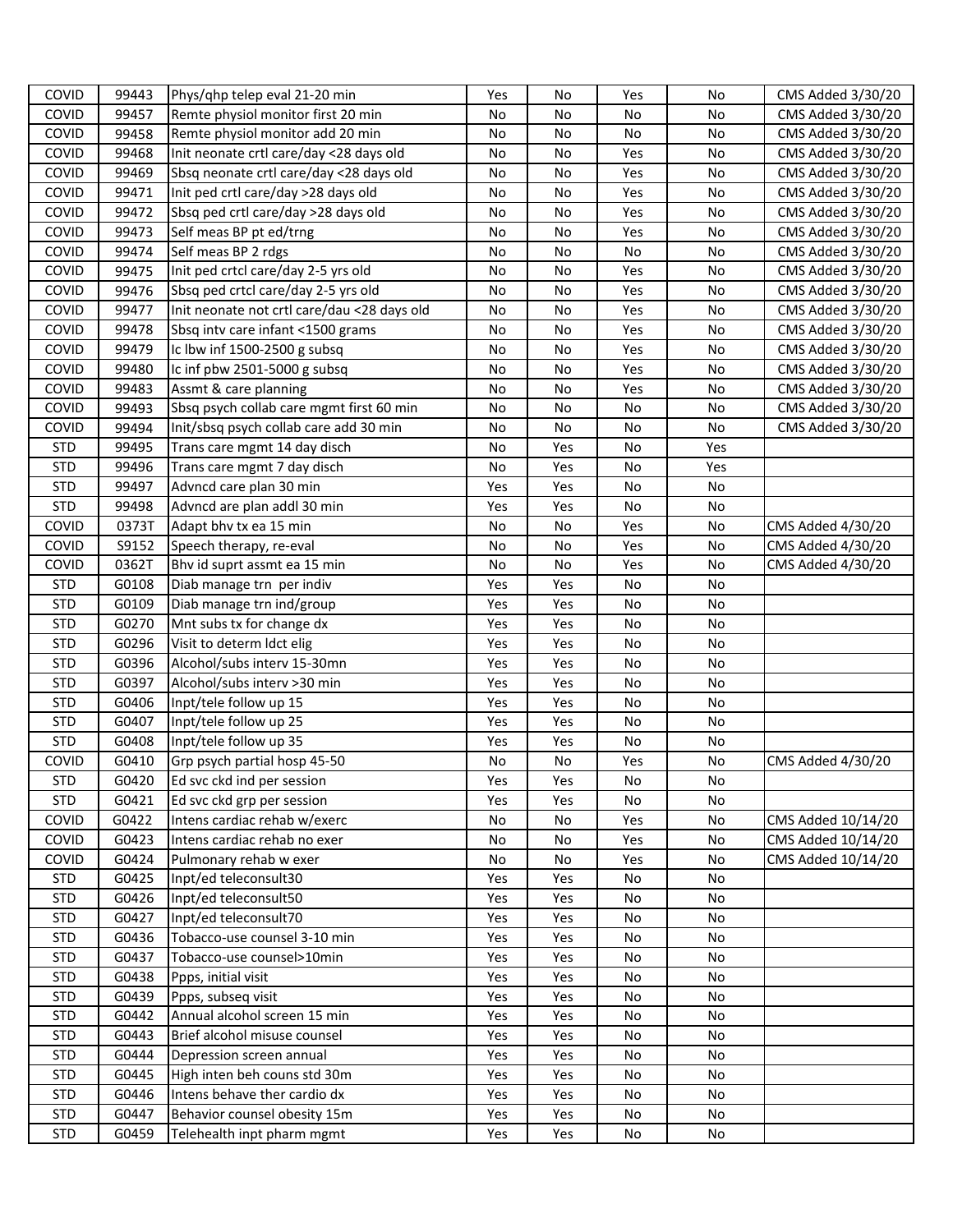| | | | | | | | |
|---|---|---|---|---|---|---|---|
| COVID | 99443 | Phys/qhp telep eval 21-20 min | Yes | No | Yes | No | CMS Added 3/30/20 |
| COVID | 99457 | Remte physiol monitor first 20 min | No | No | No | No | CMS Added 3/30/20 |
| COVID | 99458 | Remte physiol monitor add 20 min | No | No | No | No | CMS Added 3/30/20 |
| COVID | 99468 | Init neonate crtl care/day <28 days old | No | No | Yes | No | CMS Added 3/30/20 |
| COVID | 99469 | Sbsq neonate crtl care/day <28 days old | No | No | Yes | No | CMS Added 3/30/20 |
| COVID | 99471 | Init ped crtl care/day >28 days old | No | No | Yes | No | CMS Added 3/30/20 |
| COVID | 99472 | Sbsq ped crtl care/day >28 days old | No | No | Yes | No | CMS Added 3/30/20 |
| COVID | 99473 | Self meas BP pt ed/trng | No | No | Yes | No | CMS Added 3/30/20 |
| COVID | 99474 | Self meas BP 2 rdgs | No | No | No | No | CMS Added 3/30/20 |
| COVID | 99475 | Init ped crtcl care/day 2-5 yrs old | No | No | Yes | No | CMS Added 3/30/20 |
| COVID | 99476 | Sbsq ped crtcl care/day 2-5 yrs old | No | No | Yes | No | CMS Added 3/30/20 |
| COVID | 99477 | Init neonate not crtl care/dau <28 days old | No | No | Yes | No | CMS Added 3/30/20 |
| COVID | 99478 | Sbsq intv care infant <1500 grams | No | No | Yes | No | CMS Added 3/30/20 |
| COVID | 99479 | Ic lbw inf 1500-2500 g subsq | No | No | Yes | No | CMS Added 3/30/20 |
| COVID | 99480 | Ic inf pbw 2501-5000 g subsq | No | No | Yes | No | CMS Added 3/30/20 |
| COVID | 99483 | Assmt & care planning | No | No | Yes | No | CMS Added 3/30/20 |
| COVID | 99493 | Sbsq psych collab care mgmt first 60 min | No | No | No | No | CMS Added 3/30/20 |
| COVID | 99494 | Init/sbsq psych collab care add 30 min | No | No | No | No | CMS Added 3/30/20 |
| STD | 99495 | Trans care mgmt 14 day disch | No | Yes | No | Yes | |
| STD | 99496 | Trans care mgmt 7 day disch | No | Yes | No | Yes | |
| STD | 99497 | Advncd care plan 30 min | Yes | Yes | No | No | |
| STD | 99498 | Advncd are plan addl 30 min | Yes | Yes | No | No | |
| COVID | 0373T | Adapt bhv tx ea 15 min | No | No | Yes | No | CMS Added 4/30/20 |
| COVID | S9152 | Speech therapy, re-eval | No | No | Yes | No | CMS Added 4/30/20 |
| COVID | 0362T | Bhv id suprt assmt ea 15 min | No | No | Yes | No | CMS Added 4/30/20 |
| STD | G0108 | Diab manage trn per indiv | Yes | Yes | No | No | |
| STD | G0109 | Diab manage trn ind/group | Yes | Yes | No | No | |
| STD | G0270 | Mnt subs tx for change dx | Yes | Yes | No | No | |
| STD | G0296 | Visit to determ ldct elig | Yes | Yes | No | No | |
| STD | G0396 | Alcohol/subs interv 15-30mn | Yes | Yes | No | No | |
| STD | G0397 | Alcohol/subs interv >30 min | Yes | Yes | No | No | |
| STD | G0406 | Inpt/tele follow up 15 | Yes | Yes | No | No | |
| STD | G0407 | Inpt/tele follow up 25 | Yes | Yes | No | No | |
| STD | G0408 | Inpt/tele follow up 35 | Yes | Yes | No | No | |
| COVID | G0410 | Grp psych partial hosp 45-50 | No | No | Yes | No | CMS Added 4/30/20 |
| STD | G0420 | Ed svc ckd ind per session | Yes | Yes | No | No | |
| STD | G0421 | Ed svc ckd grp per session | Yes | Yes | No | No | |
| COVID | G0422 | Intens cardiac rehab w/exerc | No | No | Yes | No | CMS Added 10/14/20 |
| COVID | G0423 | Intens cardiac rehab no exer | No | No | Yes | No | CMS Added 10/14/20 |
| COVID | G0424 | Pulmonary rehab w exer | No | No | Yes | No | CMS Added 10/14/20 |
| STD | G0425 | Inpt/ed teleconsult30 | Yes | Yes | No | No | |
| STD | G0426 | Inpt/ed teleconsult50 | Yes | Yes | No | No | |
| STD | G0427 | Inpt/ed teleconsult70 | Yes | Yes | No | No | |
| STD | G0436 | Tobacco-use counsel 3-10 min | Yes | Yes | No | No | |
| STD | G0437 | Tobacco-use counsel>10min | Yes | Yes | No | No | |
| STD | G0438 | Ppps, initial visit | Yes | Yes | No | No | |
| STD | G0439 | Ppps, subseq visit | Yes | Yes | No | No | |
| STD | G0442 | Annual alcohol screen 15 min | Yes | Yes | No | No | |
| STD | G0443 | Brief alcohol misuse counsel | Yes | Yes | No | No | |
| STD | G0444 | Depression screen annual | Yes | Yes | No | No | |
| STD | G0445 | High inten beh couns std 30m | Yes | Yes | No | No | |
| STD | G0446 | Intens behave ther cardio dx | Yes | Yes | No | No | |
| STD | G0447 | Behavior counsel obesity 15m | Yes | Yes | No | No | |
| STD | G0459 | Telehealth inpt pharm mgmt | Yes | Yes | No | No | |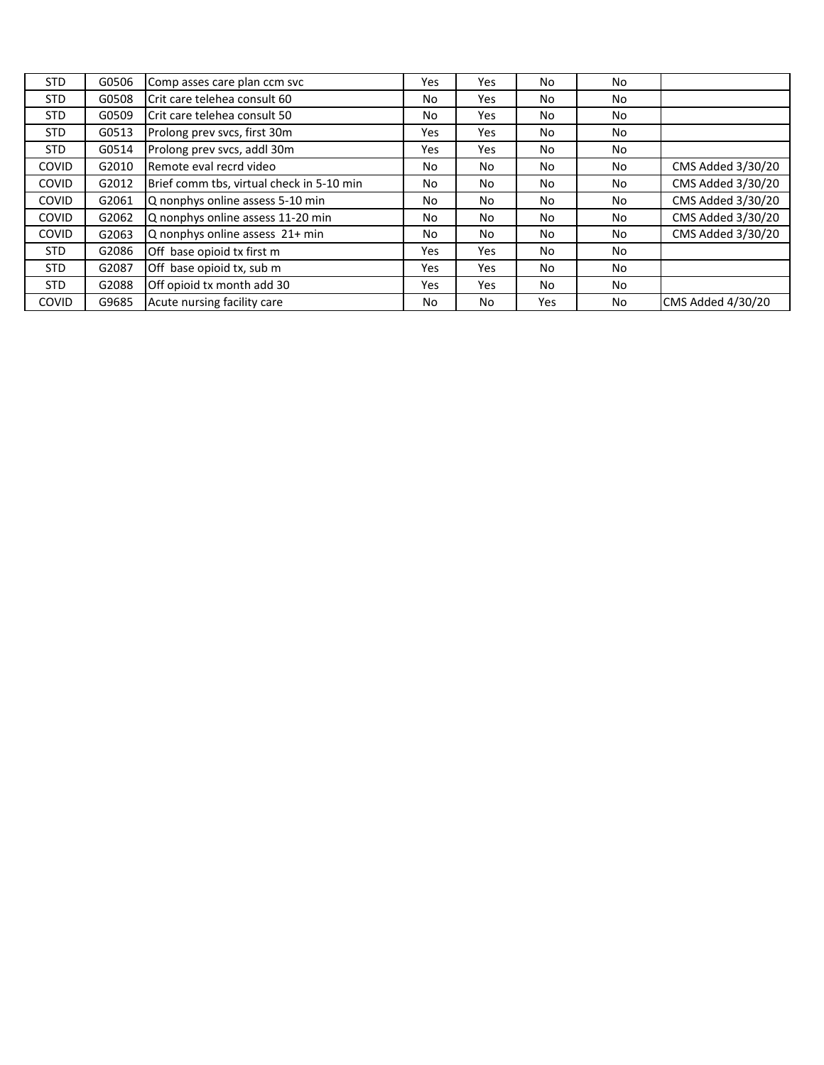| | | | | | | | |
|---|---|---|---|---|---|---|---|
| STD | G0506 | Comp asses care plan ccm svc | Yes | Yes | No | No | |
| STD | G0508 | Crit care telehea consult 60 | No | Yes | No | No | |
| STD | G0509 | Crit care telehea consult 50 | No | Yes | No | No | |
| STD | G0513 | Prolong prev svcs, first 30m | Yes | Yes | No | No | |
| STD | G0514 | Prolong prev svcs, addl 30m | Yes | Yes | No | No | |
| COVID | G2010 | Remote eval recrd video | No | No | No | No | CMS Added 3/30/20 |
| COVID | G2012 | Brief comm tbs, virtual check in 5-10 min | No | No | No | No | CMS Added 3/30/20 |
| COVID | G2061 | Q nonphys online assess 5-10 min | No | No | No | No | CMS Added 3/30/20 |
| COVID | G2062 | Q nonphys online assess 11-20 min | No | No | No | No | CMS Added 3/30/20 |
| COVID | G2063 | Q nonphys online assess 21+ min | No | No | No | No | CMS Added 3/30/20 |
| STD | G2086 | Off base opioid tx first m | Yes | Yes | No | No | |
| STD | G2087 | Off base opioid tx, sub m | Yes | Yes | No | No | |
| STD | G2088 | Off opioid tx month add 30 | Yes | Yes | No | No | |
| COVID | G9685 | Acute nursing facility care | No | No | Yes | No | CMS Added 4/30/20 |